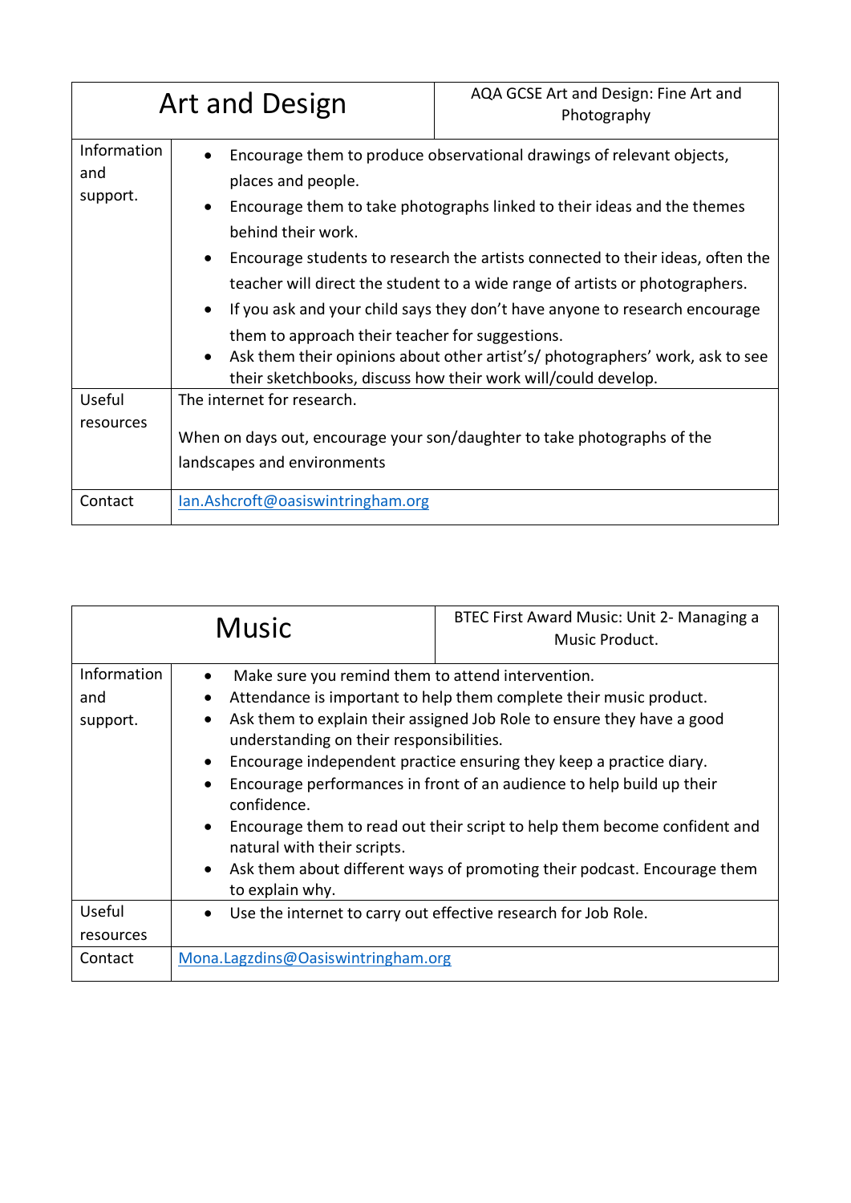| Art and Design | AQA GCSE Art and Design: Fine Art and Photography |
|---|---|
| Information and support. | • Encourage them to produce observational drawings of relevant objects, places and people.<br>• Encourage them to take photographs linked to their ideas and the themes behind their work.<br>• Encourage students to research the artists connected to their ideas, often the teacher will direct the student to a wide range of artists or photographers.<br>• If you ask and your child says they don't have anyone to research encourage them to approach their teacher for suggestions.<br>• Ask them their opinions about other artist's/ photographers' work, ask to see their sketchbooks, discuss how their work will/could develop. |
| Useful resources | The internet for research.<br><br>When on days out, encourage your son/daughter to take photographs of the landscapes and environments |
| Contact | Ian.Ashcroft@oasiswintringham.org |

| Music | BTEC First Award Music: Unit 2- Managing a Music Product. |
|---|---|
| Information and support. | • Make sure you remind them to attend intervention.<br>• Attendance is important to help them complete their music product.<br>• Ask them to explain their assigned Job Role to ensure they have a good understanding on their responsibilities.<br>• Encourage independent practice ensuring they keep a practice diary.<br>• Encourage performances in front of an audience to help build up their confidence.<br>• Encourage them to read out their script to help them become confident and natural with their scripts.<br>• Ask them about different ways of promoting their podcast. Encourage them to explain why. |
| Useful resources | • Use the internet to carry out effective research for Job Role. |
| Contact | Mona.Lagzdins@Oasiswintringham.org |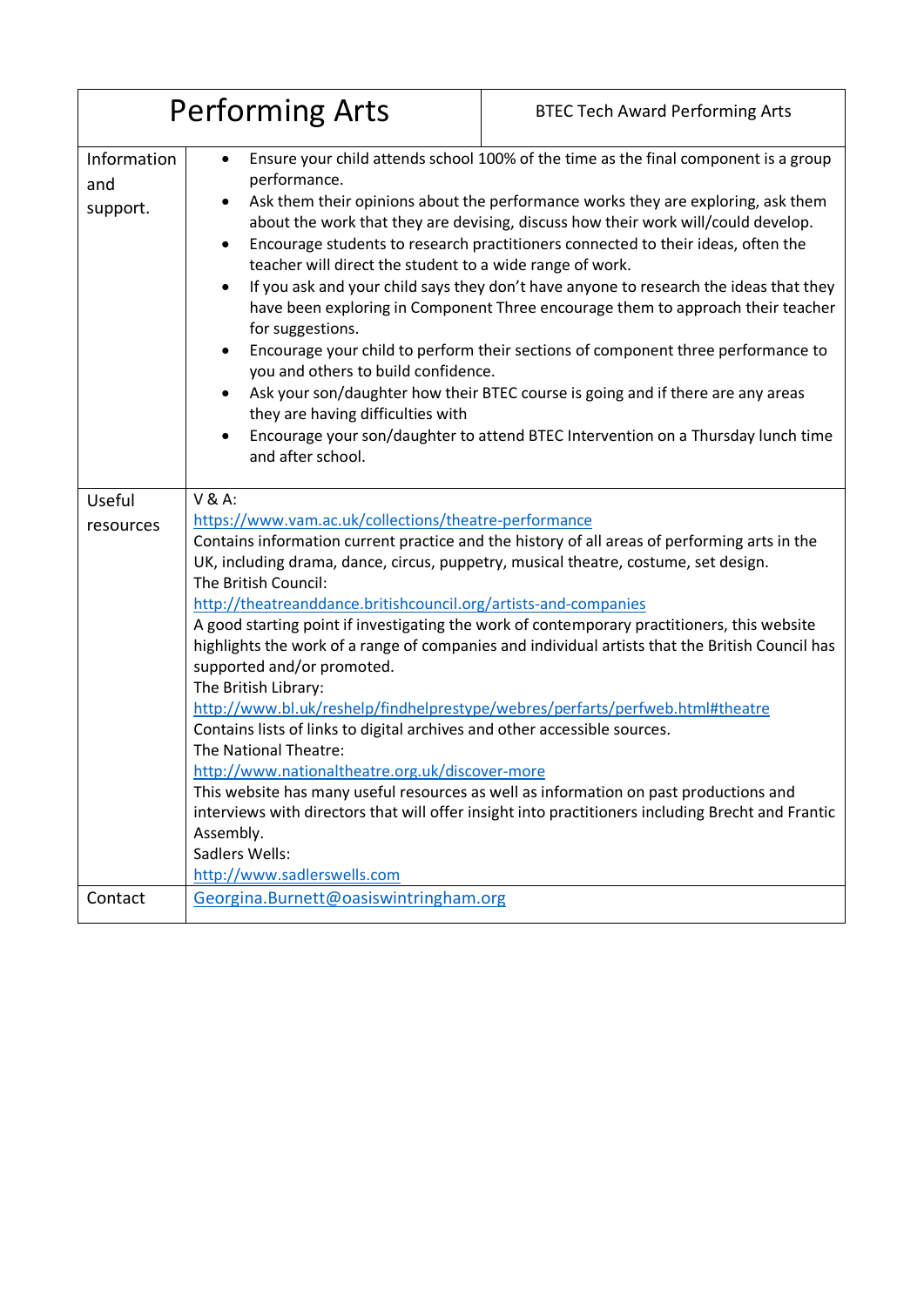| Performing Arts | BTEC Tech Award Performing Arts |
|---|---|
| Information and support. | • Ensure your child attends school 100% of the time as the final component is a group performance.<br>• Ask them their opinions about the performance works they are exploring, ask them about the work that they are devising, discuss how their work will/could develop.<br>• Encourage students to research practitioners connected to their ideas, often the teacher will direct the student to a wide range of work.<br>• If you ask and your child says they don't have anyone to research the ideas that they have been exploring in Component Three encourage them to approach their teacher for suggestions.<br>• Encourage your child to perform their sections of component three performance to you and others to build confidence.<br>• Ask your son/daughter how their BTEC course is going and if there are any areas they are having difficulties with<br>• Encourage your son/daughter to attend BTEC Intervention on a Thursday lunch time and after school. |
| Useful resources | V & A:<br>https://www.vam.ac.uk/collections/theatre-performance<br>Contains information current practice and the history of all areas of performing arts in the UK, including drama, dance, circus, puppetry, musical theatre, costume, set design.<br>The British Council:<br>http://theatreanddance.britishcouncil.org/artists-and-companies<br>A good starting point if investigating the work of contemporary practitioners, this website highlights the work of a range of companies and individual artists that the British Council has supported and/or promoted.<br>The British Library:<br>http://www.bl.uk/reshelp/findhelprestype/webres/perfarts/perfweb.html#theatre<br>Contains lists of links to digital archives and other accessible sources.<br>The National Theatre:<br>http://www.nationaltheatre.org.uk/discover-more<br>This website has many useful resources as well as information on past productions and interviews with directors that will offer insight into practitioners including Brecht and Frantic Assembly.<br>Sadlers Wells:<br>http://www.sadlerswells.com |
| Contact | Georgina.Burnett@oasiswintringham.org |